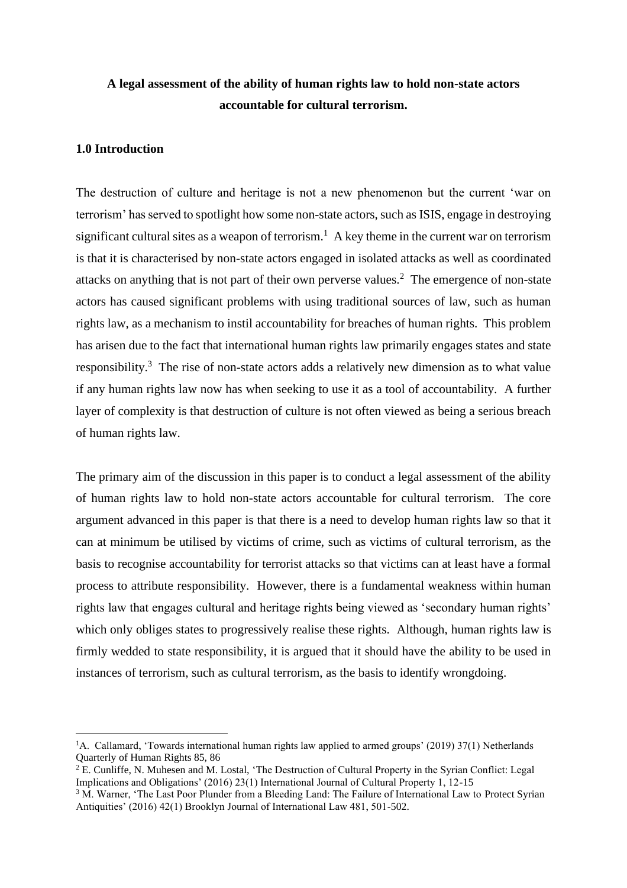**A legal assessment of the ability of human rights law to hold non-state actors accountable for cultural terrorism.**

## 1.0 Introduction

The destruction of culture and heritage is not a new phenomenon but the current 'war on terrorism' has served to spotlight how some non-state actors, such as ISIS, engage in destroying significant cultural sites as a weapon of terrorism.[1] A key theme in the current war on terrorism is that it is characterised by non-state actors engaged in isolated attacks as well as coordinated attacks on anything that is not part of their own perverse values.[2] The emergence of non-state actors has caused significant problems with using traditional sources of law, such as human rights law, as a mechanism to instil accountability for breaches of human rights. This problem has arisen due to the fact that international human rights law primarily engages states and state responsibility.[3] The rise of non-state actors adds a relatively new dimension as to what value if any human rights law now has when seeking to use it as a tool of accountability. A further layer of complexity is that destruction of culture is not often viewed as being a serious breach of human rights law.

The primary aim of the discussion in this paper is to conduct a legal assessment of the ability of human rights law to hold non-state actors accountable for cultural terrorism. The core argument advanced in this paper is that there is a need to develop human rights law so that it can at minimum be utilised by victims of crime, such as victims of cultural terrorism, as the basis to recognise accountability for terrorist attacks so that victims can at least have a formal process to attribute responsibility. However, there is a fundamental weakness within human rights law that engages cultural and heritage rights being viewed as 'secondary human rights' which only obliges states to progressively realise these rights. Although, human rights law is firmly wedded to state responsibility, it is argued that it should have the ability to be used in instances of terrorism, such as cultural terrorism, as the basis to identify wrongdoing.

---

[1] A. Callamard, 'Towards international human rights law applied to armed groups' (2019) 37(1) Netherlands Quarterly of Human Rights 85, 86

[2] E. Cunliffe, N. Muhesen and M. Lostal, 'The Destruction of Cultural Property in the Syrian Conflict: Legal Implications and Obligations' (2016) 23(1) International Journal of Cultural Property 1, 12-15

[3] M. Warner, 'The Last Poor Plunder from a Bleeding Land: The Failure of International Law to Protect Syrian Antiquities' (2016) 42(1) Brooklyn Journal of International Law 481, 501-502.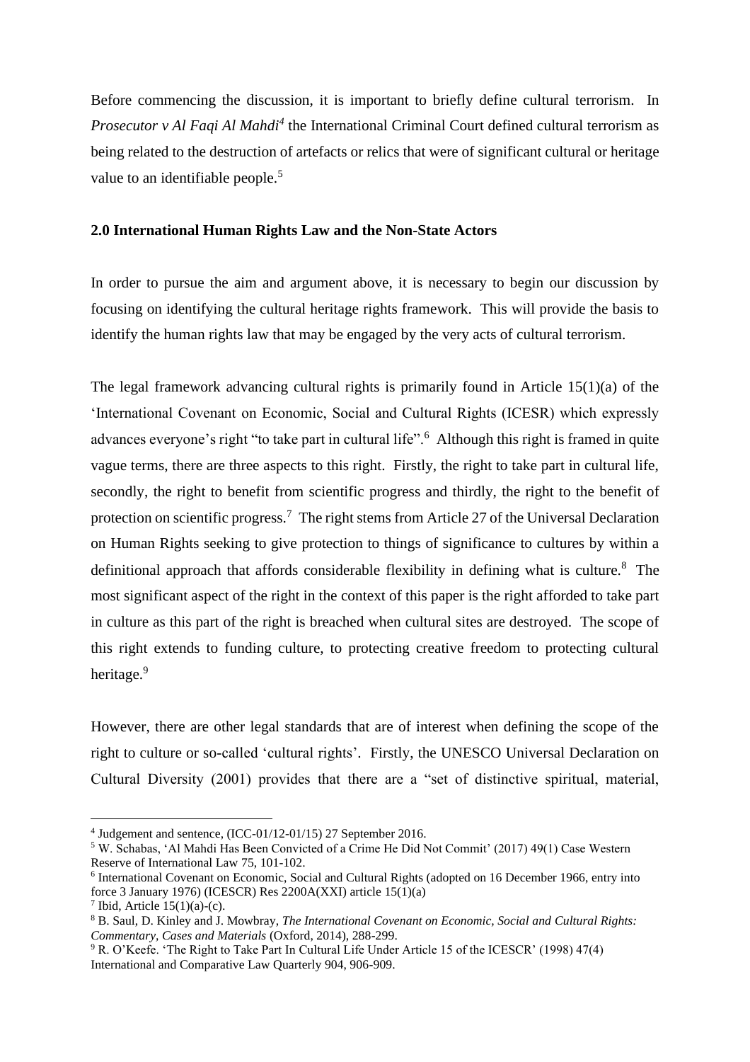Before commencing the discussion, it is important to briefly define cultural terrorism. In *Prosecutor v Al Faqi Al Mahdi*[4] the International Criminal Court defined cultural terrorism as being related to the destruction of artefacts or relics that were of significant cultural or heritage value to an identifiable people.[5]

**2.0 International Human Rights Law and the Non-State Actors**

In order to pursue the aim and argument above, it is necessary to begin our discussion by focusing on identifying the cultural heritage rights framework. This will provide the basis to identify the human rights law that may be engaged by the very acts of cultural terrorism.

The legal framework advancing cultural rights is primarily found in Article 15(1)(a) of the 'International Covenant on Economic, Social and Cultural Rights (ICESR) which expressly advances everyone's right "to take part in cultural life".[6] Although this right is framed in quite vague terms, there are three aspects to this right. Firstly, the right to take part in cultural life, secondly, the right to benefit from scientific progress and thirdly, the right to the benefit of protection on scientific progress.[7] The right stems from Article 27 of the Universal Declaration on Human Rights seeking to give protection to things of significance to cultures by within a definitional approach that affords considerable flexibility in defining what is culture.[8] The most significant aspect of the right in the context of this paper is the right afforded to take part in culture as this part of the right is breached when cultural sites are destroyed. The scope of this right extends to funding culture, to protecting creative freedom to protecting cultural heritage.[9]

However, there are other legal standards that are of interest when defining the scope of the right to culture or so-called 'cultural rights'. Firstly, the UNESCO Universal Declaration on Cultural Diversity (2001) provides that there are a "set of distinctive spiritual, material,

---

[4] Judgement and sentence, (ICC-01/12-01/15) 27 September 2016.

[5] W. Schabas, 'Al Mahdi Has Been Convicted of a Crime He Did Not Commit' (2017) 49(1) Case Western Reserve of International Law 75, 101-102.

[6] International Covenant on Economic, Social and Cultural Rights (adopted on 16 December 1966, entry into force 3 January 1976) (ICESCR) Res 2200A(XXI) article 15(1)(a)

[7] Ibid, Article 15(1)(a)-(c).

[8] B. Saul, D. Kinley and J. Mowbray, *The International Covenant on Economic, Social and Cultural Rights: Commentary, Cases and Materials* (Oxford, 2014), 288-299.

[9] R. O'Keefe. 'The Right to Take Part In Cultural Life Under Article 15 of the ICESCR' (1998) 47(4) International and Comparative Law Quarterly 904, 906-909.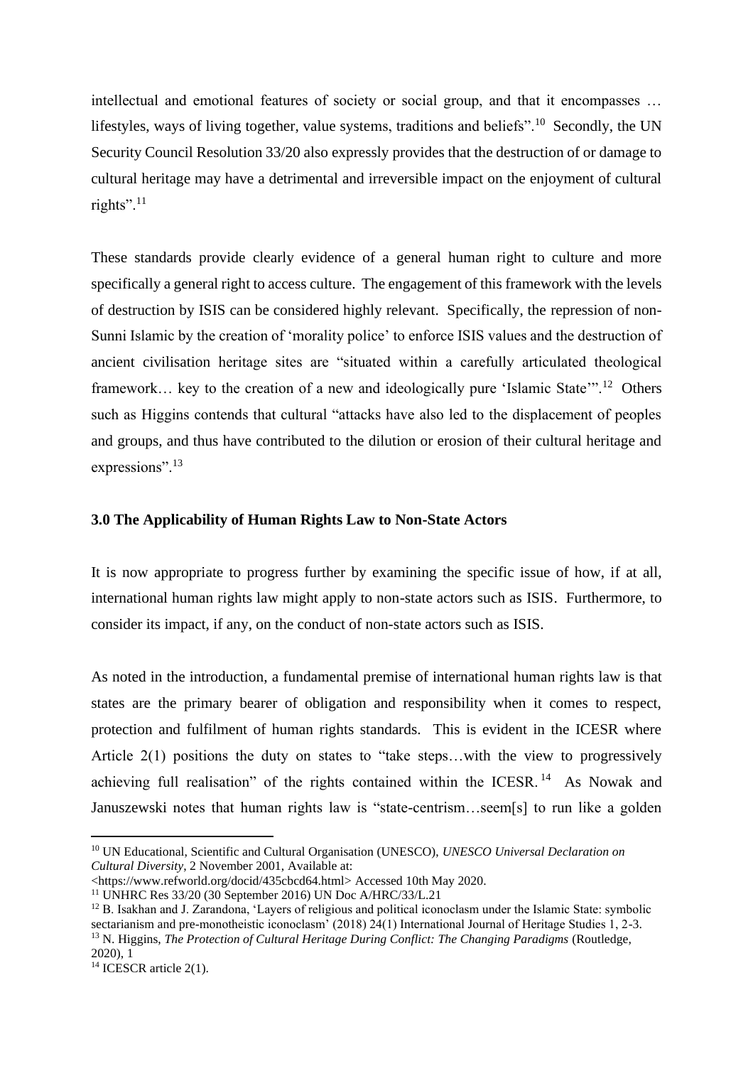intellectual and emotional features of society or social group, and that it encompasses … lifestyles, ways of living together, value systems, traditions and beliefs".[10] Secondly, the UN Security Council Resolution 33/20 also expressly provides that the destruction of or damage to cultural heritage may have a detrimental and irreversible impact on the enjoyment of cultural rights".[11]

These standards provide clearly evidence of a general human right to culture and more specifically a general right to access culture. The engagement of this framework with the levels of destruction by ISIS can be considered highly relevant. Specifically, the repression of non-Sunni Islamic by the creation of 'morality police' to enforce ISIS values and the destruction of ancient civilisation heritage sites are "situated within a carefully articulated theological framework… key to the creation of a new and ideologically pure 'Islamic State'".[12] Others such as Higgins contends that cultural "attacks have also led to the displacement of peoples and groups, and thus have contributed to the dilution or erosion of their cultural heritage and expressions".[13]

**3.0 The Applicability of Human Rights Law to Non-State Actors**

It is now appropriate to progress further by examining the specific issue of how, if at all, international human rights law might apply to non-state actors such as ISIS. Furthermore, to consider its impact, if any, on the conduct of non-state actors such as ISIS.

As noted in the introduction, a fundamental premise of international human rights law is that states are the primary bearer of obligation and responsibility when it comes to respect, protection and fulfilment of human rights standards. This is evident in the ICESR where Article 2(1) positions the duty on states to "take steps…with the view to progressively achieving full realisation" of the rights contained within the ICESR.[14] As Nowak and Januszewski notes that human rights law is "state-centrism…seem[s] to run like a golden

---

[10] UN Educational, Scientific and Cultural Organisation (UNESCO), *UNESCO Universal Declaration on Cultural Diversity*, 2 November 2001, Available at: <https://www.refworld.org/docid/435cbcd64.html> Accessed 10th May 2020.

[11] UNHRC Res 33/20 (30 September 2016) UN Doc A/HRC/33/L.21

[12] B. Isakhan and J. Zarandona, 'Layers of religious and political iconoclasm under the Islamic State: symbolic sectarianism and pre-monotheistic iconoclasm' (2018) 24(1) International Journal of Heritage Studies 1, 2-3.

[13] N. Higgins, *The Protection of Cultural Heritage During Conflict: The Changing Paradigms* (Routledge, 2020), 1

[14] ICESCR article 2(1).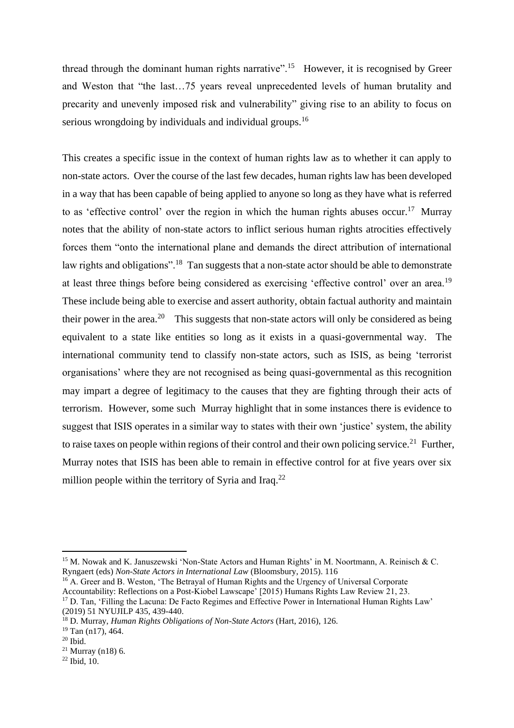thread through the dominant human rights narrative".[15] However, it is recognised by Greer and Weston that "the last…75 years reveal unprecedented levels of human brutality and precarity and unevenly imposed risk and vulnerability" giving rise to an ability to focus on serious wrongdoing by individuals and individual groups.[16]

This creates a specific issue in the context of human rights law as to whether it can apply to non-state actors. Over the course of the last few decades, human rights law has been developed in a way that has been capable of being applied to anyone so long as they have what is referred to as 'effective control' over the region in which the human rights abuses occur.[17] Murray notes that the ability of non-state actors to inflict serious human rights atrocities effectively forces them "onto the international plane and demands the direct attribution of international law rights and obligations".[18] Tan suggests that a non-state actor should be able to demonstrate at least three things before being considered as exercising 'effective control' over an area.[19] These include being able to exercise and assert authority, obtain factual authority and maintain their power in the area.[20] This suggests that non-state actors will only be considered as being equivalent to a state like entities so long as it exists in a quasi-governmental way. The international community tend to classify non-state actors, such as ISIS, as being 'terrorist organisations' where they are not recognised as being quasi-governmental as this recognition may impart a degree of legitimacy to the causes that they are fighting through their acts of terrorism. However, some such Murray highlight that in some instances there is evidence to suggest that ISIS operates in a similar way to states with their own 'justice' system, the ability to raise taxes on people within regions of their control and their own policing service.[21] Further, Murray notes that ISIS has been able to remain in effective control for at five years over six million people within the territory of Syria and Iraq.[22]

---

[15] M. Nowak and K. Januszewski 'Non-State Actors and Human Rights' in M. Noortmann, A. Reinisch & C. Ryngaert (eds) *Non-State Actors in International Law* (Bloomsbury, 2015). 116

[16] A. Greer and B. Weston, 'The Betrayal of Human Rights and the Urgency of Universal Corporate Accountability: Reflections on a Post-Kiobel Lawscape' [2015] Humans Rights Law Review 21, 23.

[17] D. Tan, 'Filling the Lacuna: De Facto Regimes and Effective Power in International Human Rights Law' (2019) 51 NYUJILP 435, 439-440.

[18] D. Murray, *Human Rights Obligations of Non-State Actors* (Hart, 2016), 126.

[19] Tan (n17), 464.

[20] Ibid.

[21] Murray (n18) 6.

[22] Ibid, 10.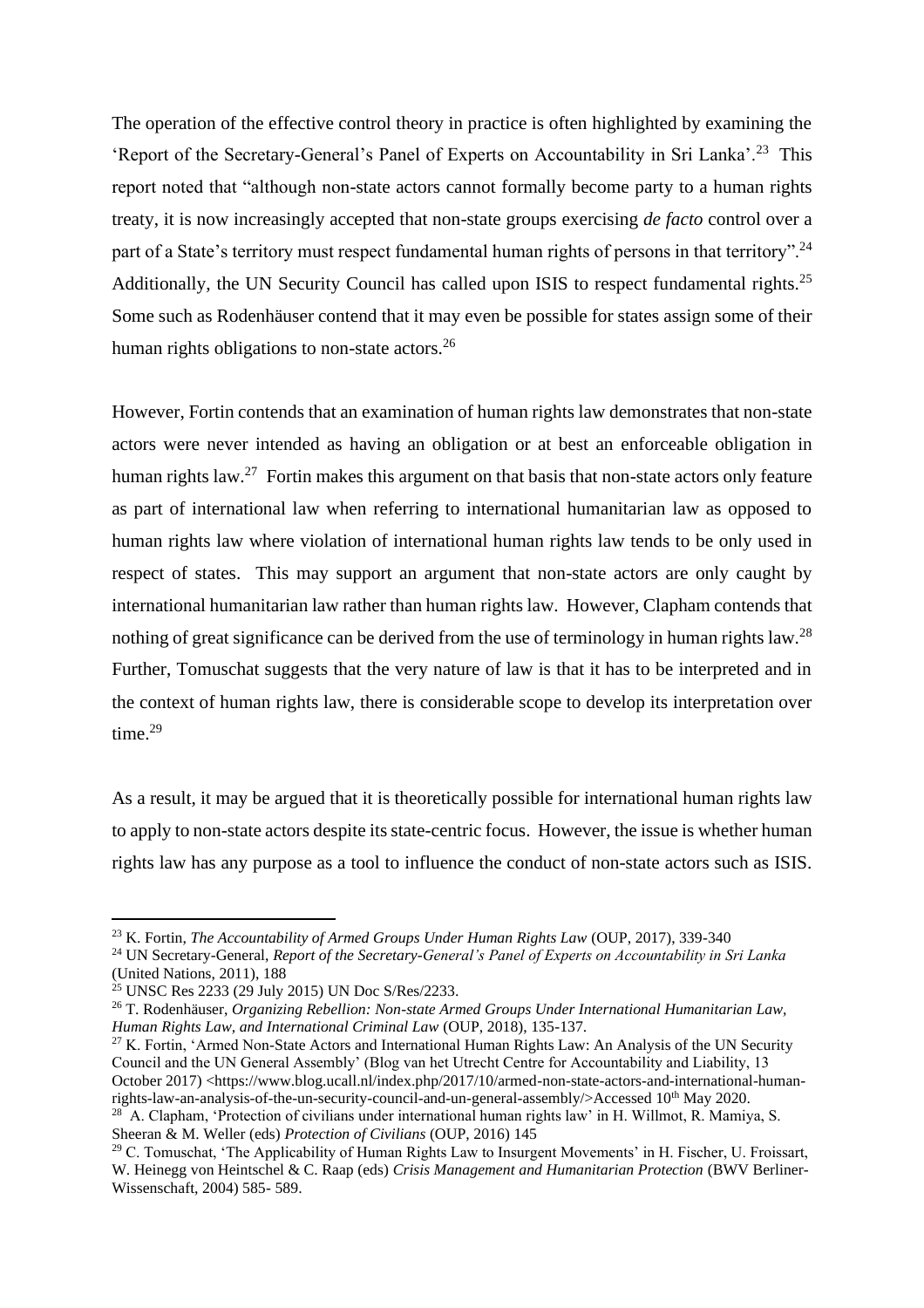The operation of the effective control theory in practice is often highlighted by examining the 'Report of the Secretary-General's Panel of Experts on Accountability in Sri Lanka'.[23] This report noted that "although non-state actors cannot formally become party to a human rights treaty, it is now increasingly accepted that non-state groups exercising *de facto* control over a part of a State's territory must respect fundamental human rights of persons in that territory".[24] Additionally, the UN Security Council has called upon ISIS to respect fundamental rights.[25] Some such as Rodenhäuser contend that it may even be possible for states assign some of their human rights obligations to non-state actors.[26]

However, Fortin contends that an examination of human rights law demonstrates that non-state actors were never intended as having an obligation or at best an enforceable obligation in human rights law.[27] Fortin makes this argument on that basis that non-state actors only feature as part of international law when referring to international humanitarian law as opposed to human rights law where violation of international human rights law tends to be only used in respect of states. This may support an argument that non-state actors are only caught by international humanitarian law rather than human rights law. However, Clapham contends that nothing of great significance can be derived from the use of terminology in human rights law.[28] Further, Tomuschat suggests that the very nature of law is that it has to be interpreted and in the context of human rights law, there is considerable scope to develop its interpretation over time.[29]

As a result, it may be argued that it is theoretically possible for international human rights law to apply to non-state actors despite its state-centric focus. However, the issue is whether human rights law has any purpose as a tool to influence the conduct of non-state actors such as ISIS.

---

[23] K. Fortin, *The Accountability of Armed Groups Under Human Rights Law* (OUP, 2017), 339-340

[24] UN Secretary-General, *Report of the Secretary-General's Panel of Experts on Accountability in Sri Lanka* (United Nations, 2011), 188

[25] UNSC Res 2233 (29 July 2015) UN Doc S/Res/2233.

[26] T. Rodenhäuser, *Organizing Rebellion: Non-state Armed Groups Under International Humanitarian Law, Human Rights Law, and International Criminal Law* (OUP, 2018), 135-137.

[27] K. Fortin, 'Armed Non-State Actors and International Human Rights Law: An Analysis of the UN Security Council and the UN General Assembly' (Blog van het Utrecht Centre for Accountability and Liability, 13 October 2017) <https://www.blog.ucall.nl/index.php/2017/10/armed-non-state-actors-and-international-human-rights-law-an-analysis-of-the-un-security-council-and-un-general-assembly/>Accessed 10th May 2020.

[28] A. Clapham, 'Protection of civilians under international human rights law' in H. Willmot, R. Mamiya, S. Sheeran & M. Weller (eds) *Protection of Civilians* (OUP, 2016) 145

[29] C. Tomuschat, 'The Applicability of Human Rights Law to Insurgent Movements' in H. Fischer, U. Froissart, W. Heinegg von Heintschel & C. Raap (eds) *Crisis Management and Humanitarian Protection* (BWV Berliner-Wissenschaft, 2004) 585- 589.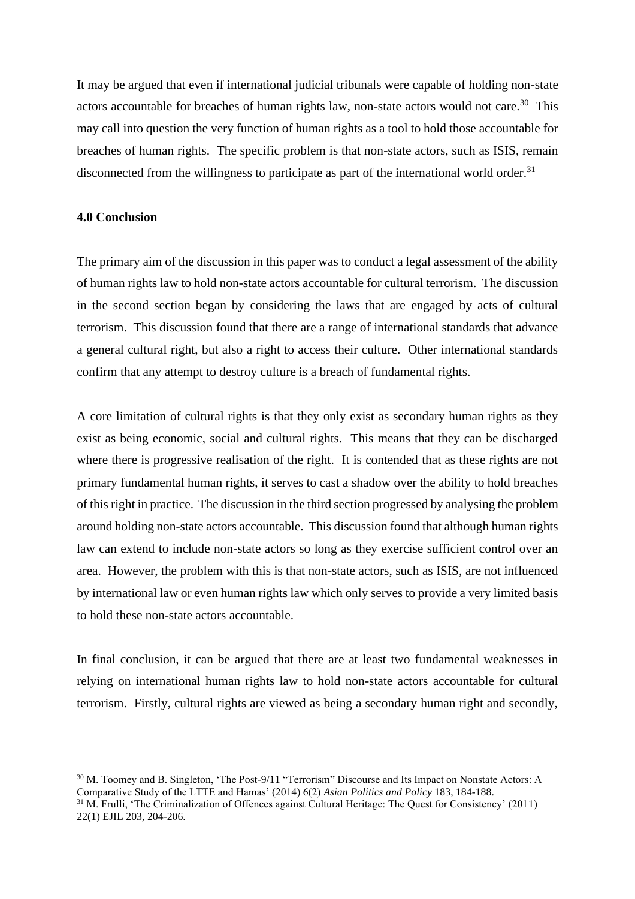It may be argued that even if international judicial tribunals were capable of holding non-state actors accountable for breaches of human rights law, non-state actors would not care.[30] This may call into question the very function of human rights as a tool to hold those accountable for breaches of human rights. The specific problem is that non-state actors, such as ISIS, remain disconnected from the willingness to participate as part of the international world order.[31]

**4.0 Conclusion**

The primary aim of the discussion in this paper was to conduct a legal assessment of the ability of human rights law to hold non-state actors accountable for cultural terrorism. The discussion in the second section began by considering the laws that are engaged by acts of cultural terrorism. This discussion found that there are a range of international standards that advance a general cultural right, but also a right to access their culture. Other international standards confirm that any attempt to destroy culture is a breach of fundamental rights.

A core limitation of cultural rights is that they only exist as secondary human rights as they exist as being economic, social and cultural rights. This means that they can be discharged where there is progressive realisation of the right. It is contended that as these rights are not primary fundamental human rights, it serves to cast a shadow over the ability to hold breaches of this right in practice. The discussion in the third section progressed by analysing the problem around holding non-state actors accountable. This discussion found that although human rights law can extend to include non-state actors so long as they exercise sufficient control over an area. However, the problem with this is that non-state actors, such as ISIS, are not influenced by international law or even human rights law which only serves to provide a very limited basis to hold these non-state actors accountable.

In final conclusion, it can be argued that there are at least two fundamental weaknesses in relying on international human rights law to hold non-state actors accountable for cultural terrorism. Firstly, cultural rights are viewed as being a secondary human right and secondly,

---

[30] M. Toomey and B. Singleton, 'The Post-9/11 "Terrorism" Discourse and Its Impact on Nonstate Actors: A Comparative Study of the LTTE and Hamas' (2014) 6(2) *Asian Politics and Policy* 183, 184-188.

[31] M. Frulli, 'The Criminalization of Offences against Cultural Heritage: The Quest for Consistency' (2011) 22(1) EJIL 203, 204-206.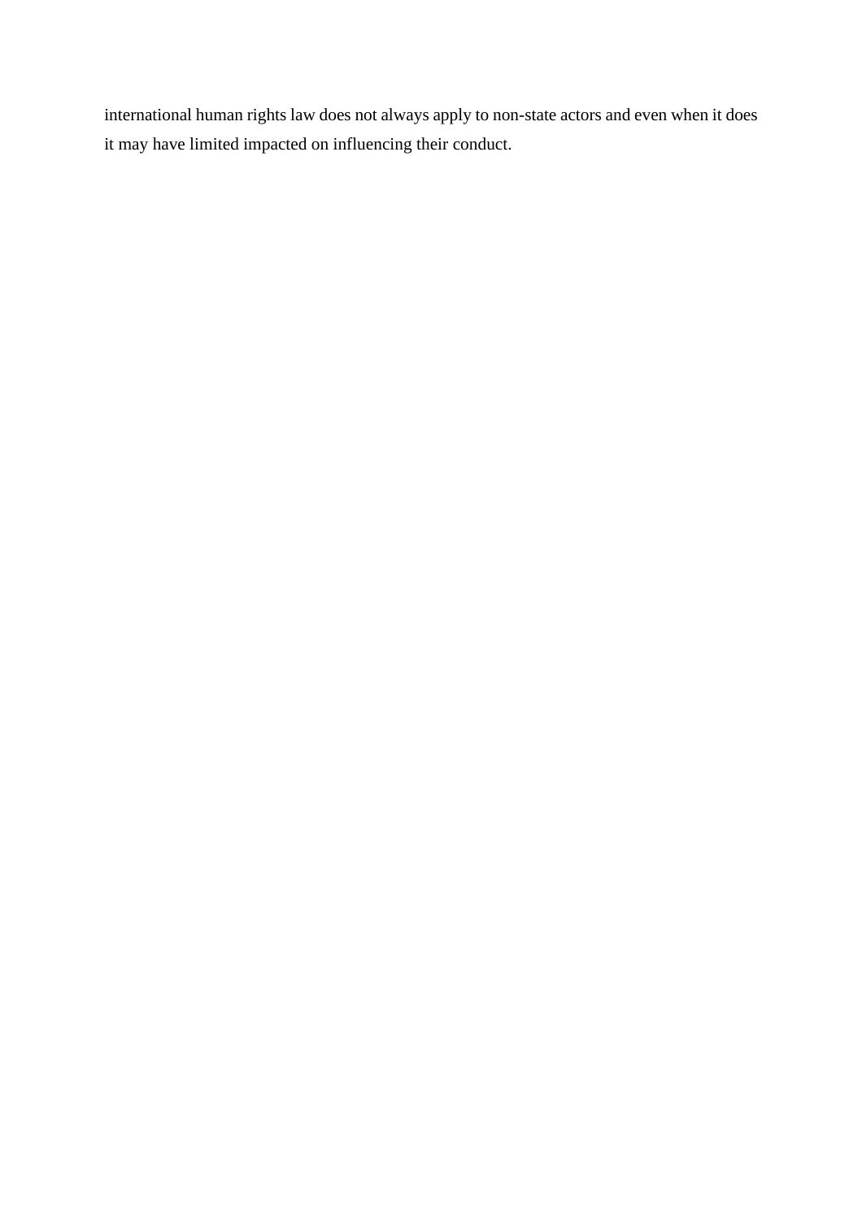international human rights law does not always apply to non-state actors and even when it does it may have limited impacted on influencing their conduct.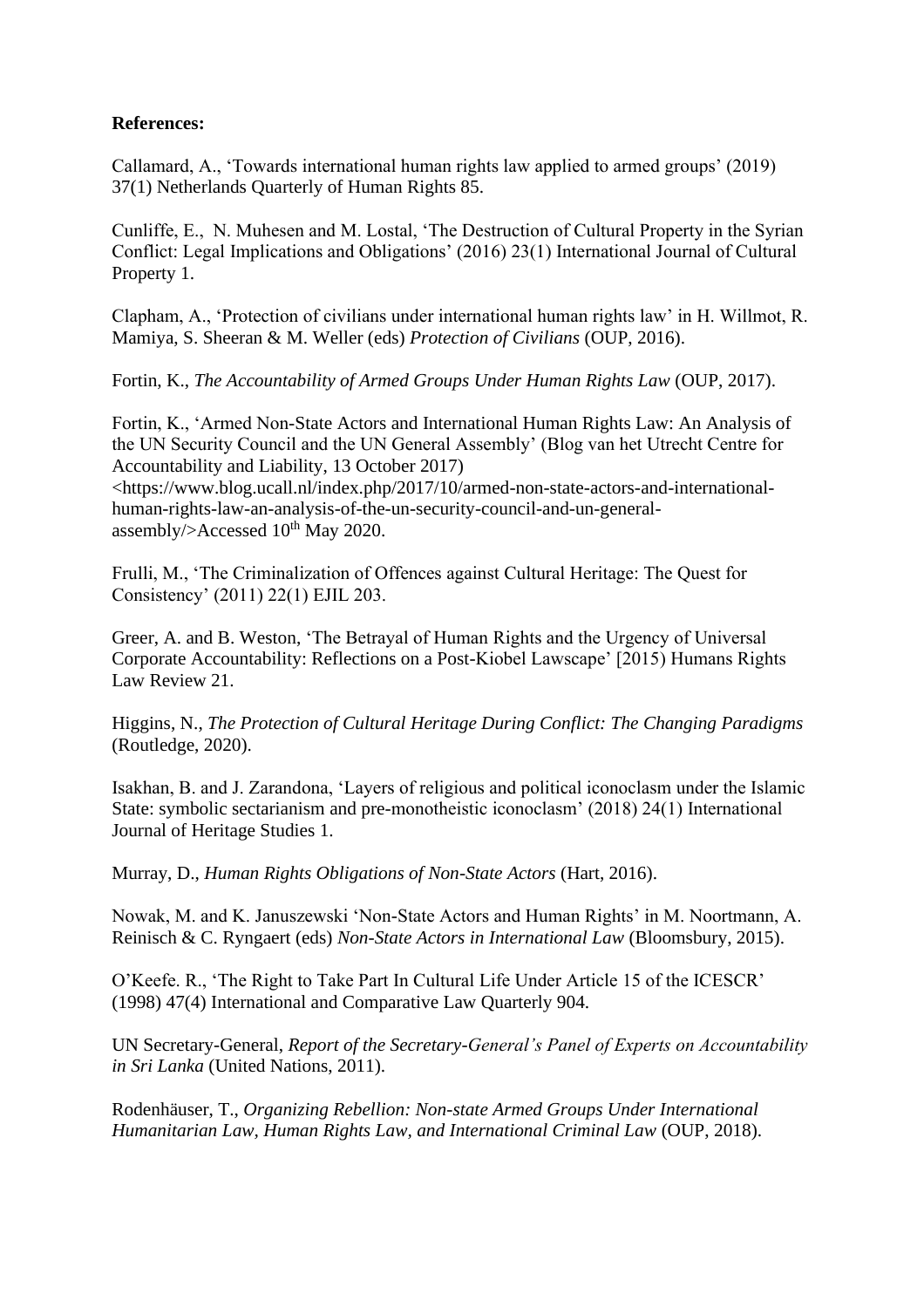**References:**

Callamard, A., 'Towards international human rights law applied to armed groups' (2019) 37(1) Netherlands Quarterly of Human Rights 85.

Cunliffe, E., N. Muhesen and M. Lostal, 'The Destruction of Cultural Property in the Syrian Conflict: Legal Implications and Obligations' (2016) 23(1) International Journal of Cultural Property 1.

Clapham, A., 'Protection of civilians under international human rights law' in H. Willmot, R. Mamiya, S. Sheeran & M. Weller (eds) *Protection of Civilians* (OUP, 2016).

Fortin, K., *The Accountability of Armed Groups Under Human Rights Law* (OUP, 2017).

Fortin, K., 'Armed Non-State Actors and International Human Rights Law: An Analysis of the UN Security Council and the UN General Assembly' (Blog van het Utrecht Centre for Accountability and Liability, 13 October 2017) <https://www.blog.ucall.nl/index.php/2017/10/armed-non-state-actors-and-international-human-rights-law-an-analysis-of-the-un-security-council-and-un-general-assembly/>Accessed 10th May 2020.

Frulli, M., 'The Criminalization of Offences against Cultural Heritage: The Quest for Consistency' (2011) 22(1) EJIL 203.

Greer, A. and B. Weston, 'The Betrayal of Human Rights and the Urgency of Universal Corporate Accountability: Reflections on a Post-Kiobel Lawscape' [2015) Humans Rights Law Review 21.

Higgins, N., *The Protection of Cultural Heritage During Conflict: The Changing Paradigms* (Routledge, 2020).

Isakhan, B. and J. Zarandona, 'Layers of religious and political iconoclasm under the Islamic State: symbolic sectarianism and pre-monotheistic iconoclasm' (2018) 24(1) International Journal of Heritage Studies 1.

Murray, D., *Human Rights Obligations of Non-State Actors* (Hart, 2016).

Nowak, M. and K. Januszewski 'Non-State Actors and Human Rights' in M. Noortmann, A. Reinisch & C. Ryngaert (eds) *Non-State Actors in International Law* (Bloomsbury, 2015).

O'Keefe. R., 'The Right to Take Part In Cultural Life Under Article 15 of the ICESCR' (1998) 47(4) International and Comparative Law Quarterly 904.

UN Secretary-General, *Report of the Secretary-General's Panel of Experts on Accountability in Sri Lanka* (United Nations, 2011).

Rodenhäuser, T., *Organizing Rebellion: Non-state Armed Groups Under International Humanitarian Law, Human Rights Law, and International Criminal Law* (OUP, 2018).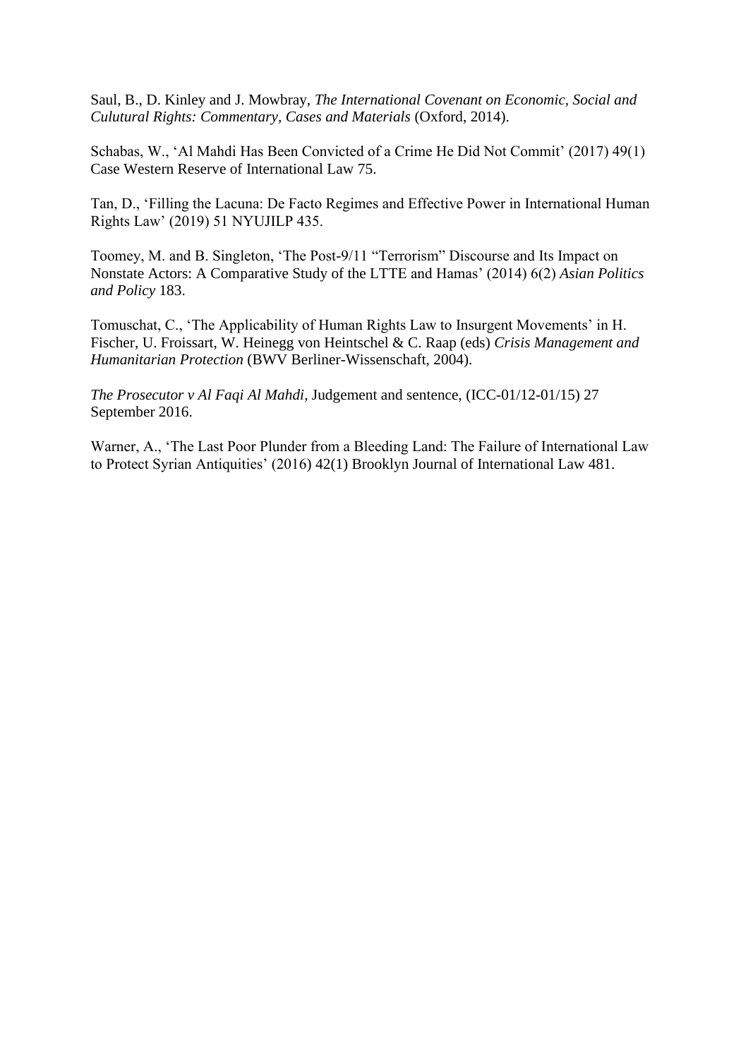Saul, B., D. Kinley and J. Mowbray, *The International Covenant on Economic, Social and Culutural Rights: Commentary, Cases and Materials* (Oxford, 2014).

Schabas, W., 'Al Mahdi Has Been Convicted of a Crime He Did Not Commit' (2017) 49(1) Case Western Reserve of International Law 75.

Tan, D., 'Filling the Lacuna: De Facto Regimes and Effective Power in International Human Rights Law' (2019) 51 NYUJILP 435.

Toomey, M. and B. Singleton, 'The Post-9/11 "Terrorism" Discourse and Its Impact on Nonstate Actors: A Comparative Study of the LTTE and Hamas' (2014) 6(2) *Asian Politics and Policy* 183.

Tomuschat, C., 'The Applicability of Human Rights Law to Insurgent Movements' in H. Fischer, U. Froissart, W. Heinegg von Heintschel & C. Raap (eds) *Crisis Management and Humanitarian Protection* (BWV Berliner-Wissenschaft, 2004).

*The Prosecutor v Al Faqi Al Mahdi*, Judgement and sentence, (ICC-01/12-01/15) 27 September 2016.

Warner, A., 'The Last Poor Plunder from a Bleeding Land: The Failure of International Law to Protect Syrian Antiquities' (2016) 42(1) Brooklyn Journal of International Law 481.